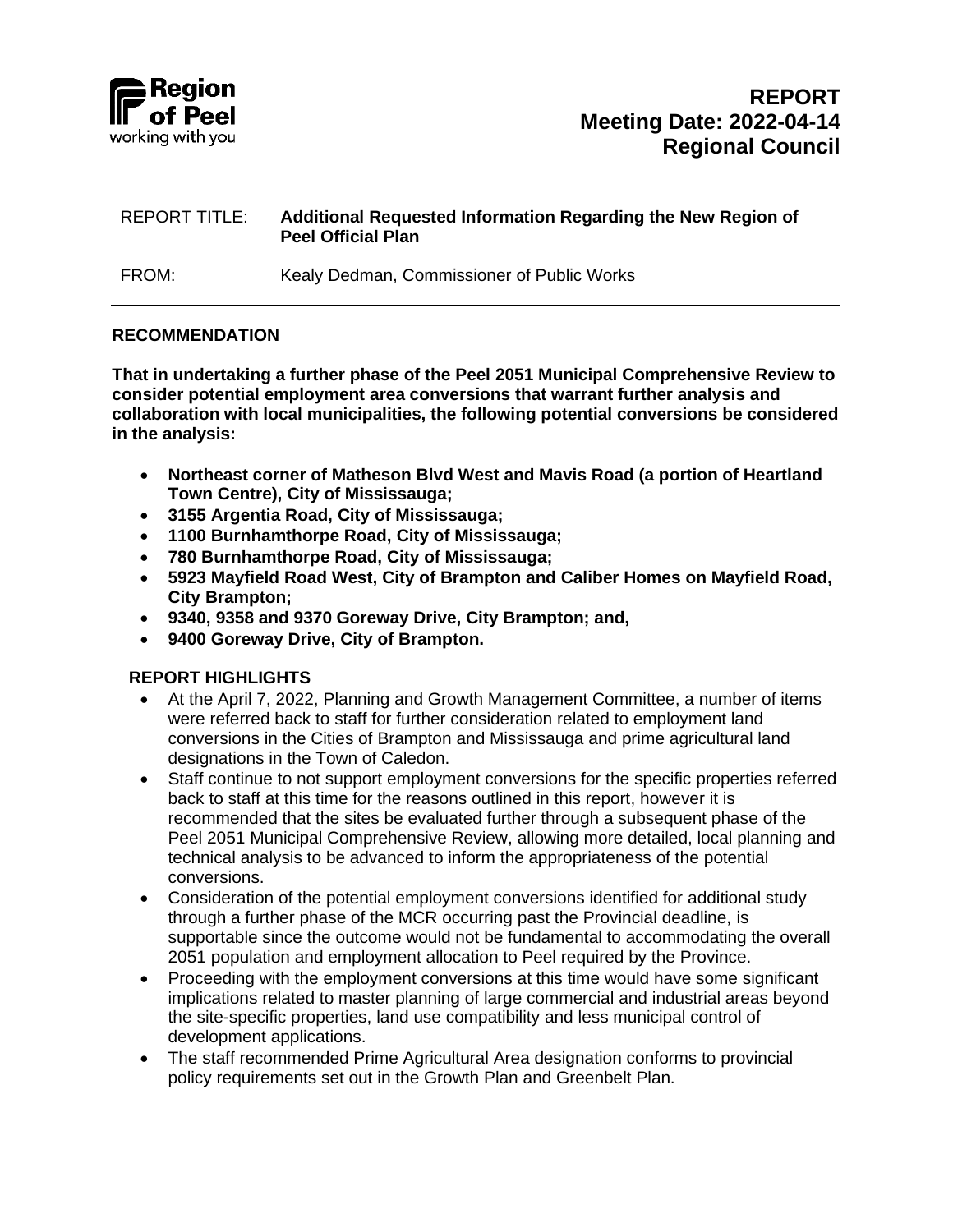Region of Peel
working with you

# REPORT
## Meeting Date: 2022-04-14
## Regional Council

REPORT TITLE: **Additional Requested Information Regarding the New Region of Peel Official Plan**

FROM: Kealy Dedman, Commissioner of Public Works

## RECOMMENDATION

**That in undertaking a further phase of the Peel 2051 Municipal Comprehensive Review to consider potential employment area conversions that warrant further analysis and collaboration with local municipalities, the following potential conversions be considered in the analysis:**

- **Northeast corner of Matheson Blvd West and Mavis Road (a portion of Heartland Town Centre), City of Mississauga;**
- **3155 Argentia Road, City of Mississauga;**
- **1100 Burnhamthorpe Road, City of Mississauga;**
- **780 Burnhamthorpe Road, City of Mississauga;**
- **5923 Mayfield Road West, City of Brampton and Caliber Homes on Mayfield Road, City Brampton;**
- **9340, 9358 and 9370 Goreway Drive, City Brampton; and,**
- **9400 Goreway Drive, City of Brampton.**

## REPORT HIGHLIGHTS

- At the April 7, 2022, Planning and Growth Management Committee, a number of items were referred back to staff for further consideration related to employment land conversions in the Cities of Brampton and Mississauga and prime agricultural land designations in the Town of Caledon.
- Staff continue to not support employment conversions for the specific properties referred back to staff at this time for the reasons outlined in this report, however it is recommended that the sites be evaluated further through a subsequent phase of the Peel 2051 Municipal Comprehensive Review, allowing more detailed, local planning and technical analysis to be advanced to inform the appropriateness of the potential conversions.
- Consideration of the potential employment conversions identified for additional study through a further phase of the MCR occurring past the Provincial deadline, is supportable since the outcome would not be fundamental to accommodating the overall 2051 population and employment allocation to Peel required by the Province.
- Proceeding with the employment conversions at this time would have some significant implications related to master planning of large commercial and industrial areas beyond the site-specific properties, land use compatibility and less municipal control of development applications.
- The staff recommended Prime Agricultural Area designation conforms to provincial policy requirements set out in the Growth Plan and Greenbelt Plan.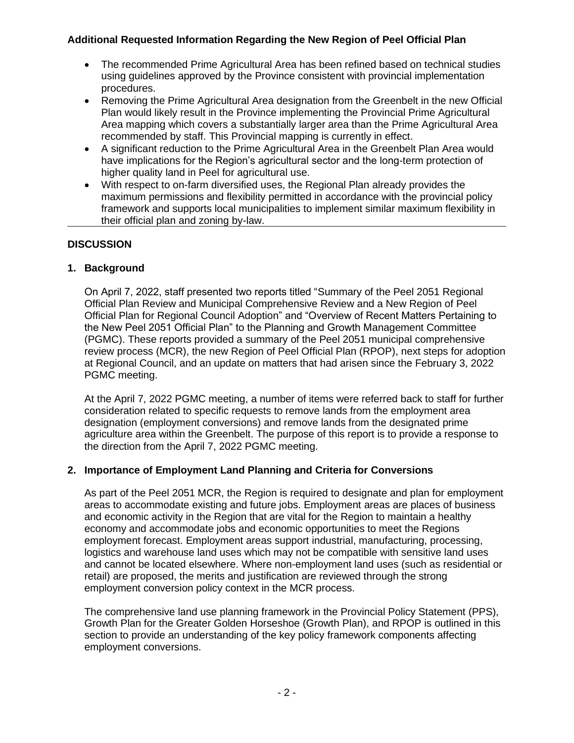**Additional Requested Information Regarding the New Region of Peel Official Plan**

- The recommended Prime Agricultural Area has been refined based on technical studies using guidelines approved by the Province consistent with provincial implementation procedures.
- Removing the Prime Agricultural Area designation from the Greenbelt in the new Official Plan would likely result in the Province implementing the Provincial Prime Agricultural Area mapping which covers a substantially larger area than the Prime Agricultural Area recommended by staff. This Provincial mapping is currently in effect.
- A significant reduction to the Prime Agricultural Area in the Greenbelt Plan Area would have implications for the Region's agricultural sector and the long-term protection of higher quality land in Peel for agricultural use.
- With respect to on-farm diversified uses, the Regional Plan already provides the maximum permissions and flexibility permitted in accordance with the provincial policy framework and supports local municipalities to implement similar maximum flexibility in their official plan and zoning by-law.

## DISCUSSION

### 1. Background

On April 7, 2022, staff presented two reports titled "Summary of the Peel 2051 Regional Official Plan Review and Municipal Comprehensive Review and a New Region of Peel Official Plan for Regional Council Adoption" and "Overview of Recent Matters Pertaining to the New Peel 2051 Official Plan" to the Planning and Growth Management Committee (PGMC). These reports provided a summary of the Peel 2051 municipal comprehensive review process (MCR), the new Region of Peel Official Plan (RPOP), next steps for adoption at Regional Council, and an update on matters that had arisen since the February 3, 2022 PGMC meeting.

At the April 7, 2022 PGMC meeting, a number of items were referred back to staff for further consideration related to specific requests to remove lands from the employment area designation (employment conversions) and remove lands from the designated prime agriculture area within the Greenbelt. The purpose of this report is to provide a response to the direction from the April 7, 2022 PGMC meeting.

### 2. Importance of Employment Land Planning and Criteria for Conversions

As part of the Peel 2051 MCR, the Region is required to designate and plan for employment areas to accommodate existing and future jobs. Employment areas are places of business and economic activity in the Region that are vital for the Region to maintain a healthy economy and accommodate jobs and economic opportunities to meet the Regions employment forecast. Employment areas support industrial, manufacturing, processing, logistics and warehouse land uses which may not be compatible with sensitive land uses and cannot be located elsewhere. Where non-employment land uses (such as residential or retail) are proposed, the merits and justification are reviewed through the strong employment conversion policy context in the MCR process.

The comprehensive land use planning framework in the Provincial Policy Statement (PPS), Growth Plan for the Greater Golden Horseshoe (Growth Plan), and RPOP is outlined in this section to provide an understanding of the key policy framework components affecting employment conversions.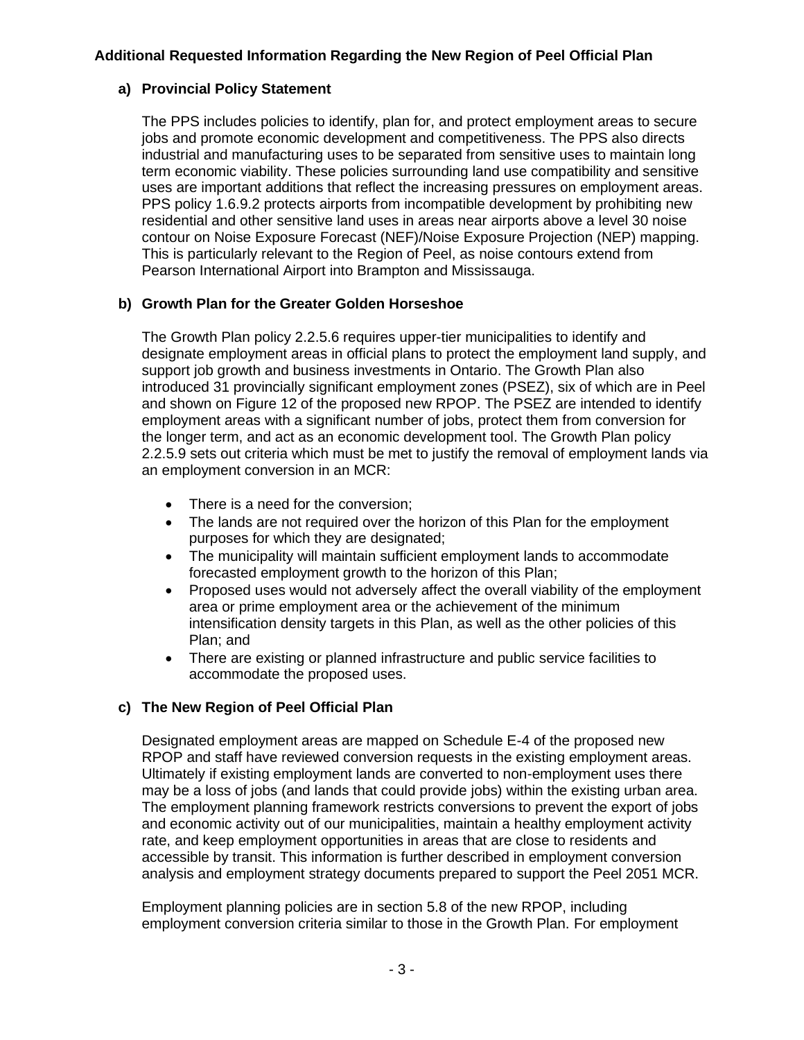**Additional Requested Information Regarding the New Region of Peel Official Plan**

**a) Provincial Policy Statement**

The PPS includes policies to identify, plan for, and protect employment areas to secure jobs and promote economic development and competitiveness. The PPS also directs industrial and manufacturing uses to be separated from sensitive uses to maintain long term economic viability. These policies surrounding land use compatibility and sensitive uses are important additions that reflect the increasing pressures on employment areas. PPS policy 1.6.9.2 protects airports from incompatible development by prohibiting new residential and other sensitive land uses in areas near airports above a level 30 noise contour on Noise Exposure Forecast (NEF)/Noise Exposure Projection (NEP) mapping. This is particularly relevant to the Region of Peel, as noise contours extend from Pearson International Airport into Brampton and Mississauga.

**b) Growth Plan for the Greater Golden Horseshoe**

The Growth Plan policy 2.2.5.6 requires upper-tier municipalities to identify and designate employment areas in official plans to protect the employment land supply, and support job growth and business investments in Ontario. The Growth Plan also introduced 31 provincially significant employment zones (PSEZ), six of which are in Peel and shown on Figure 12 of the proposed new RPOP. The PSEZ are intended to identify employment areas with a significant number of jobs, protect them from conversion for the longer term, and act as an economic development tool. The Growth Plan policy 2.2.5.9 sets out criteria which must be met to justify the removal of employment lands via an employment conversion in an MCR:

- There is a need for the conversion;
- The lands are not required over the horizon of this Plan for the employment purposes for which they are designated;
- The municipality will maintain sufficient employment lands to accommodate forecasted employment growth to the horizon of this Plan;
- Proposed uses would not adversely affect the overall viability of the employment area or prime employment area or the achievement of the minimum intensification density targets in this Plan, as well as the other policies of this Plan; and
- There are existing or planned infrastructure and public service facilities to accommodate the proposed uses.

**c) The New Region of Peel Official Plan**

Designated employment areas are mapped on Schedule E-4 of the proposed new RPOP and staff have reviewed conversion requests in the existing employment areas. Ultimately if existing employment lands are converted to non-employment uses there may be a loss of jobs (and lands that could provide jobs) within the existing urban area. The employment planning framework restricts conversions to prevent the export of jobs and economic activity out of our municipalities, maintain a healthy employment activity rate, and keep employment opportunities in areas that are close to residents and accessible by transit. This information is further described in employment conversion analysis and employment strategy documents prepared to support the Peel 2051 MCR.

Employment planning policies are in section 5.8 of the new RPOP, including employment conversion criteria similar to those in the Growth Plan. For employment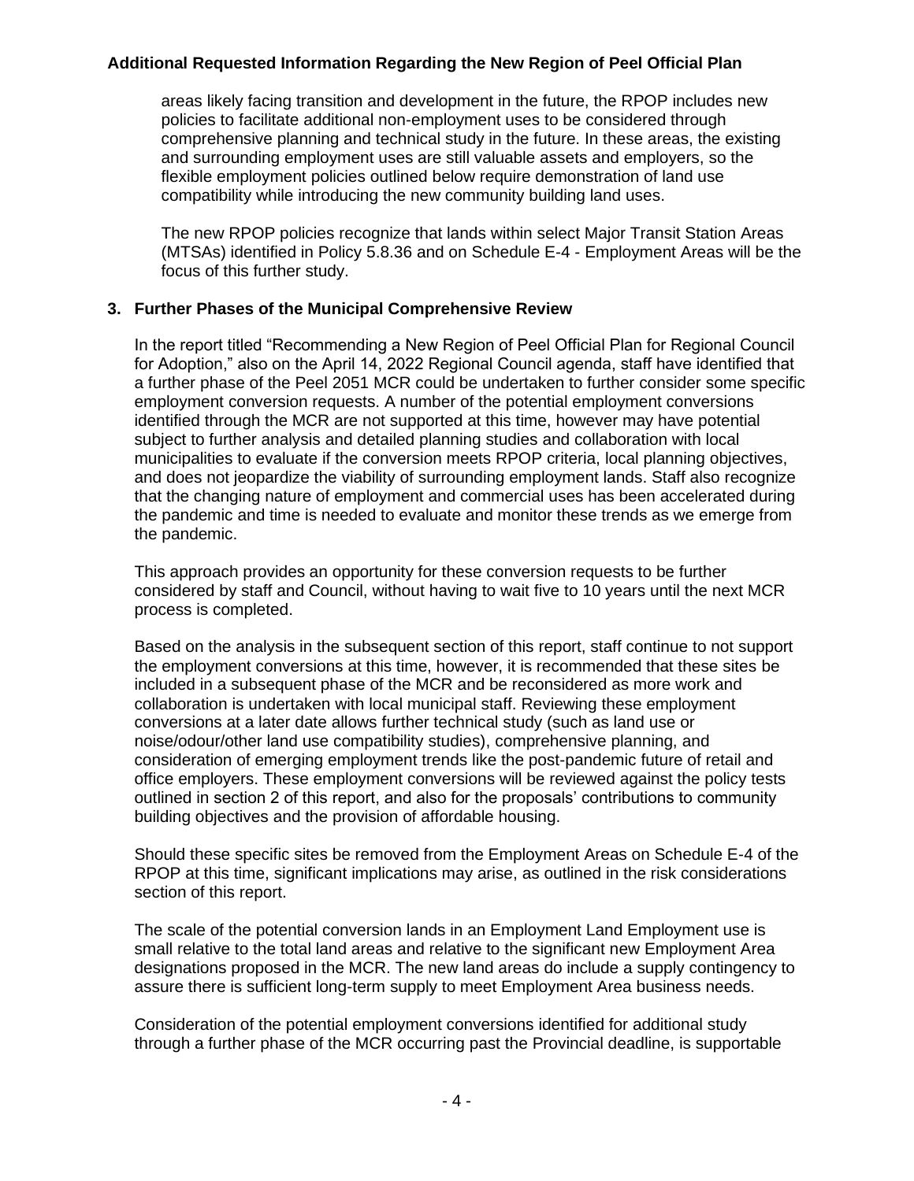areas likely facing transition and development in the future, the RPOP includes new policies to facilitate additional non-employment uses to be considered through comprehensive planning and technical study in the future. In these areas, the existing and surrounding employment uses are still valuable assets and employers, so the flexible employment policies outlined below require demonstration of land use compatibility while introducing the new community building land uses.

The new RPOP policies recognize that lands within select Major Transit Station Areas (MTSAs) identified in Policy 5.8.36 and on Schedule E-4 - Employment Areas will be the focus of this further study.

## 3. Further Phases of the Municipal Comprehensive Review

In the report titled "Recommending a New Region of Peel Official Plan for Regional Council for Adoption," also on the April 14, 2022 Regional Council agenda, staff have identified that a further phase of the Peel 2051 MCR could be undertaken to further consider some specific employment conversion requests. A number of the potential employment conversions identified through the MCR are not supported at this time, however may have potential subject to further analysis and detailed planning studies and collaboration with local municipalities to evaluate if the conversion meets RPOP criteria, local planning objectives, and does not jeopardize the viability of surrounding employment lands. Staff also recognize that the changing nature of employment and commercial uses has been accelerated during the pandemic and time is needed to evaluate and monitor these trends as we emerge from the pandemic.

This approach provides an opportunity for these conversion requests to be further considered by staff and Council, without having to wait five to 10 years until the next MCR process is completed.

Based on the analysis in the subsequent section of this report, staff continue to not support the employment conversions at this time, however, it is recommended that these sites be included in a subsequent phase of the MCR and be reconsidered as more work and collaboration is undertaken with local municipal staff. Reviewing these employment conversions at a later date allows further technical study (such as land use or noise/odour/other land use compatibility studies), comprehensive planning, and consideration of emerging employment trends like the post-pandemic future of retail and office employers. These employment conversions will be reviewed against the policy tests outlined in section 2 of this report, and also for the proposals' contributions to community building objectives and the provision of affordable housing.

Should these specific sites be removed from the Employment Areas on Schedule E-4 of the RPOP at this time, significant implications may arise, as outlined in the risk considerations section of this report.

The scale of the potential conversion lands in an Employment Land Employment use is small relative to the total land areas and relative to the significant new Employment Area designations proposed in the MCR. The new land areas do include a supply contingency to assure there is sufficient long-term supply to meet Employment Area business needs.

Consideration of the potential employment conversions identified for additional study through a further phase of the MCR occurring past the Provincial deadline, is supportable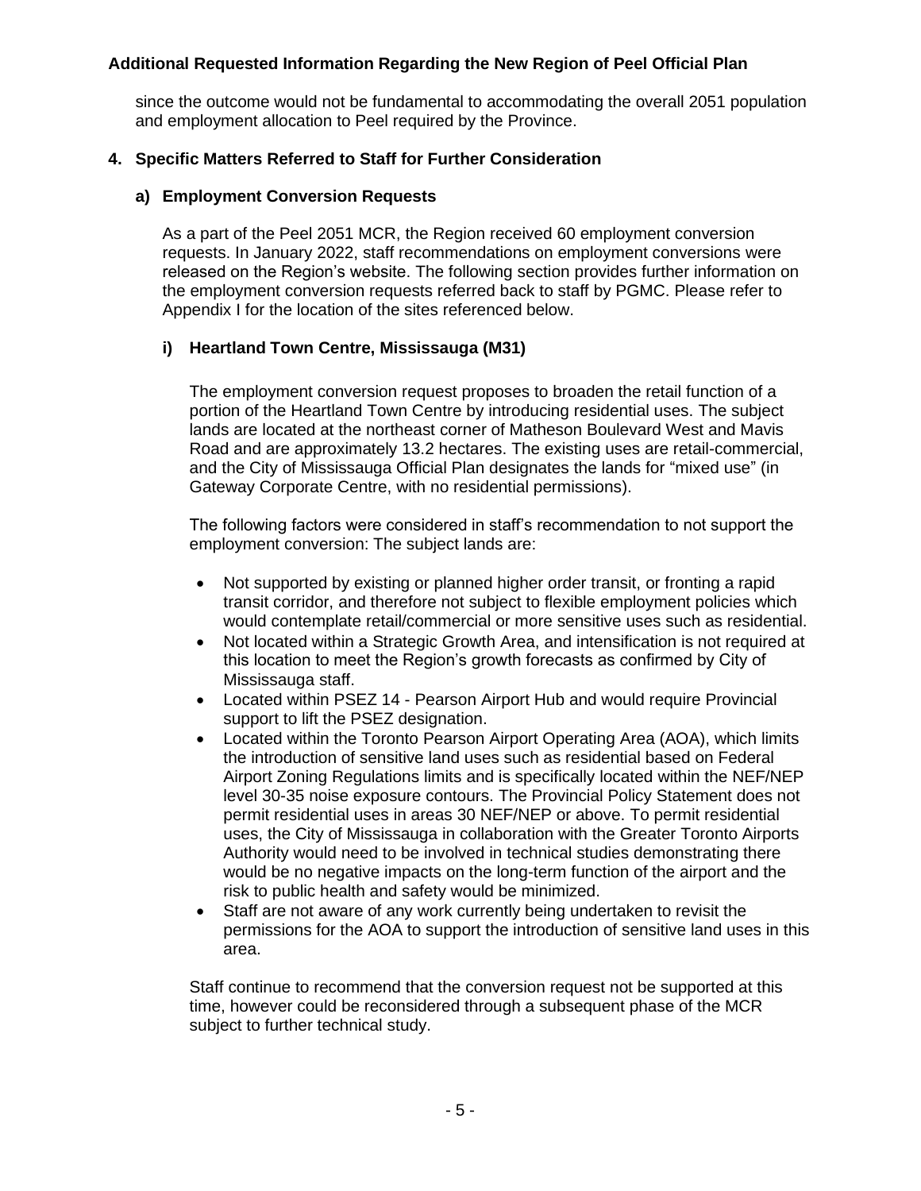since the outcome would not be fundamental to accommodating the overall 2051 population and employment allocation to Peel required by the Province.

## 4. Specific Matters Referred to Staff for Further Consideration

### a) Employment Conversion Requests

As a part of the Peel 2051 MCR, the Region received 60 employment conversion requests. In January 2022, staff recommendations on employment conversions were released on the Region's website. The following section provides further information on the employment conversion requests referred back to staff by PGMC. Please refer to Appendix I for the location of the sites referenced below.

#### i) Heartland Town Centre, Mississauga (M31)

The employment conversion request proposes to broaden the retail function of a portion of the Heartland Town Centre by introducing residential uses. The subject lands are located at the northeast corner of Matheson Boulevard West and Mavis Road and are approximately 13.2 hectares. The existing uses are retail-commercial, and the City of Mississauga Official Plan designates the lands for "mixed use" (in Gateway Corporate Centre, with no residential permissions).

The following factors were considered in staff's recommendation to not support the employment conversion: The subject lands are:

- Not supported by existing or planned higher order transit, or fronting a rapid transit corridor, and therefore not subject to flexible employment policies which would contemplate retail/commercial or more sensitive uses such as residential.
- Not located within a Strategic Growth Area, and intensification is not required at this location to meet the Region's growth forecasts as confirmed by City of Mississauga staff.
- Located within PSEZ 14 - Pearson Airport Hub and would require Provincial support to lift the PSEZ designation.
- Located within the Toronto Pearson Airport Operating Area (AOA), which limits the introduction of sensitive land uses such as residential based on Federal Airport Zoning Regulations limits and is specifically located within the NEF/NEP level 30-35 noise exposure contours. The Provincial Policy Statement does not permit residential uses in areas 30 NEF/NEP or above. To permit residential uses, the City of Mississauga in collaboration with the Greater Toronto Airports Authority would need to be involved in technical studies demonstrating there would be no negative impacts on the long-term function of the airport and the risk to public health and safety would be minimized.
- Staff are not aware of any work currently being undertaken to revisit the permissions for the AOA to support the introduction of sensitive land uses in this area.

Staff continue to recommend that the conversion request not be supported at this time, however could be reconsidered through a subsequent phase of the MCR subject to further technical study.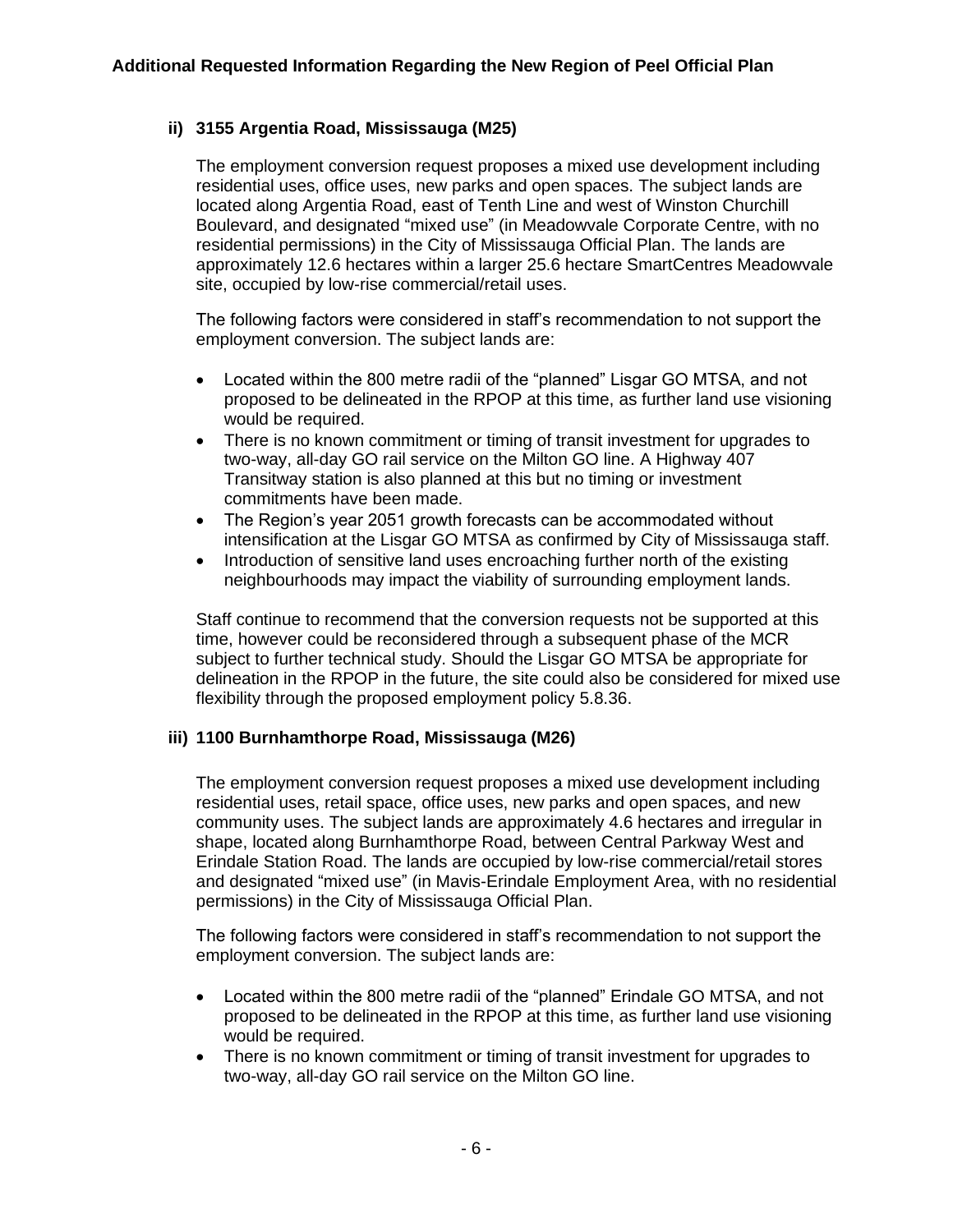### ii) 3155 Argentia Road, Mississauga (M25)

The employment conversion request proposes a mixed use development including residential uses, office uses, new parks and open spaces. The subject lands are located along Argentia Road, east of Tenth Line and west of Winston Churchill Boulevard, and designated "mixed use" (in Meadowvale Corporate Centre, with no residential permissions) in the City of Mississauga Official Plan. The lands are approximately 12.6 hectares within a larger 25.6 hectare SmartCentres Meadowvale site, occupied by low-rise commercial/retail uses.

The following factors were considered in staff's recommendation to not support the employment conversion. The subject lands are:

- Located within the 800 metre radii of the "planned" Lisgar GO MTSA, and not proposed to be delineated in the RPOP at this time, as further land use visioning would be required.
- There is no known commitment or timing of transit investment for upgrades to two-way, all-day GO rail service on the Milton GO line. A Highway 407 Transitway station is also planned at this but no timing or investment commitments have been made.
- The Region's year 2051 growth forecasts can be accommodated without intensification at the Lisgar GO MTSA as confirmed by City of Mississauga staff.
- Introduction of sensitive land uses encroaching further north of the existing neighbourhoods may impact the viability of surrounding employment lands.

Staff continue to recommend that the conversion requests not be supported at this time, however could be reconsidered through a subsequent phase of the MCR subject to further technical study. Should the Lisgar GO MTSA be appropriate for delineation in the RPOP in the future, the site could also be considered for mixed use flexibility through the proposed employment policy 5.8.36.

### iii) 1100 Burnhamthorpe Road, Mississauga (M26)

The employment conversion request proposes a mixed use development including residential uses, retail space, office uses, new parks and open spaces, and new community uses. The subject lands are approximately 4.6 hectares and irregular in shape, located along Burnhamthorpe Road, between Central Parkway West and Erindale Station Road. The lands are occupied by low-rise commercial/retail stores and designated "mixed use" (in Mavis-Erindale Employment Area, with no residential permissions) in the City of Mississauga Official Plan.

The following factors were considered in staff's recommendation to not support the employment conversion. The subject lands are:

- Located within the 800 metre radii of the "planned" Erindale GO MTSA, and not proposed to be delineated in the RPOP at this time, as further land use visioning would be required.
- There is no known commitment or timing of transit investment for upgrades to two-way, all-day GO rail service on the Milton GO line.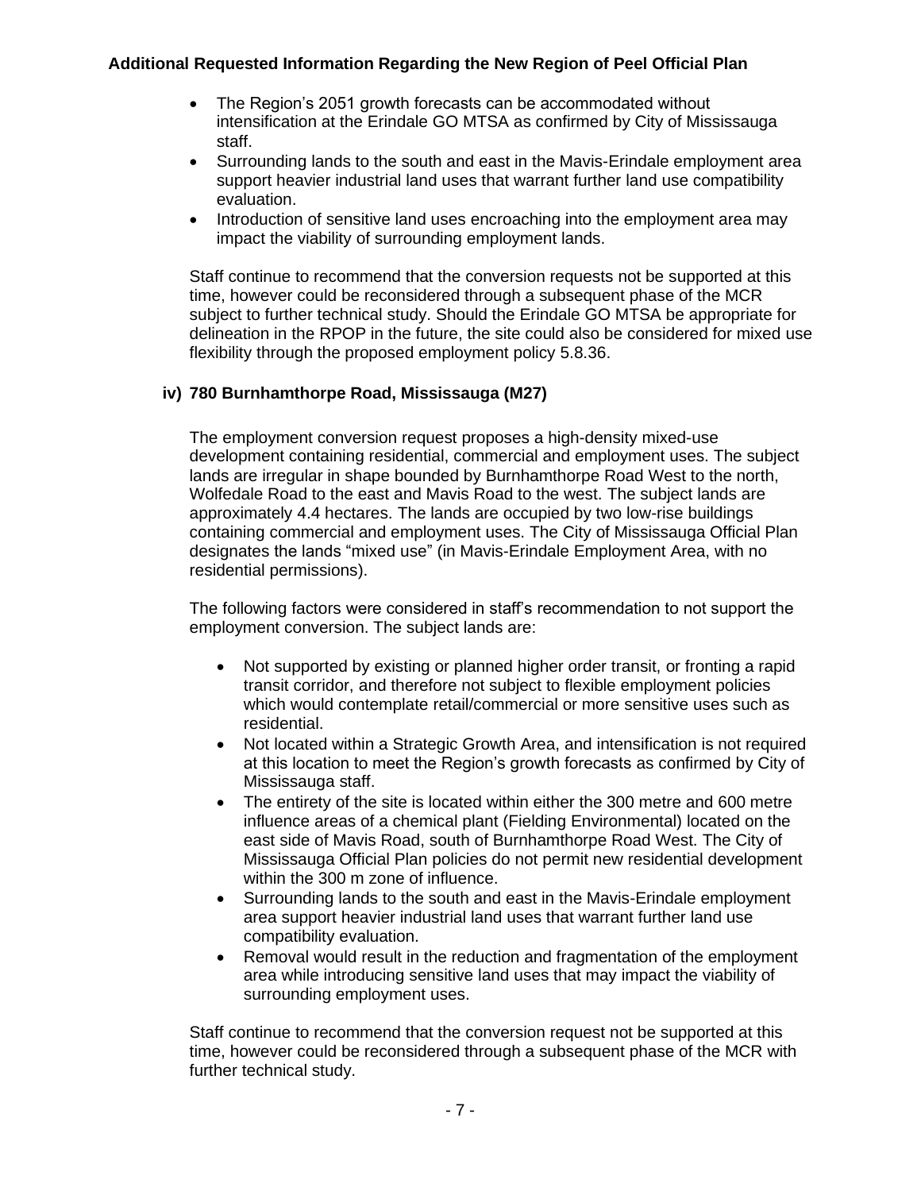- The Region's 2051 growth forecasts can be accommodated without intensification at the Erindale GO MTSA as confirmed by City of Mississauga staff.
- Surrounding lands to the south and east in the Mavis-Erindale employment area support heavier industrial land uses that warrant further land use compatibility evaluation.
- Introduction of sensitive land uses encroaching into the employment area may impact the viability of surrounding employment lands.

Staff continue to recommend that the conversion requests not be supported at this time, however could be reconsidered through a subsequent phase of the MCR subject to further technical study. Should the Erindale GO MTSA be appropriate for delineation in the RPOP in the future, the site could also be considered for mixed use flexibility through the proposed employment policy 5.8.36.

### iv) 780 Burnhamthorpe Road, Mississauga (M27)

The employment conversion request proposes a high-density mixed-use development containing residential, commercial and employment uses. The subject lands are irregular in shape bounded by Burnhamthorpe Road West to the north, Wolfedale Road to the east and Mavis Road to the west. The subject lands are approximately 4.4 hectares. The lands are occupied by two low-rise buildings containing commercial and employment uses. The City of Mississauga Official Plan designates the lands "mixed use" (in Mavis-Erindale Employment Area, with no residential permissions).

The following factors were considered in staff's recommendation to not support the employment conversion. The subject lands are:

- Not supported by existing or planned higher order transit, or fronting a rapid transit corridor, and therefore not subject to flexible employment policies which would contemplate retail/commercial or more sensitive uses such as residential.
- Not located within a Strategic Growth Area, and intensification is not required at this location to meet the Region's growth forecasts as confirmed by City of Mississauga staff.
- The entirety of the site is located within either the 300 metre and 600 metre influence areas of a chemical plant (Fielding Environmental) located on the east side of Mavis Road, south of Burnhamthorpe Road West. The City of Mississauga Official Plan policies do not permit new residential development within the 300 m zone of influence.
- Surrounding lands to the south and east in the Mavis-Erindale employment area support heavier industrial land uses that warrant further land use compatibility evaluation.
- Removal would result in the reduction and fragmentation of the employment area while introducing sensitive land uses that may impact the viability of surrounding employment uses.

Staff continue to recommend that the conversion request not be supported at this time, however could be reconsidered through a subsequent phase of the MCR with further technical study.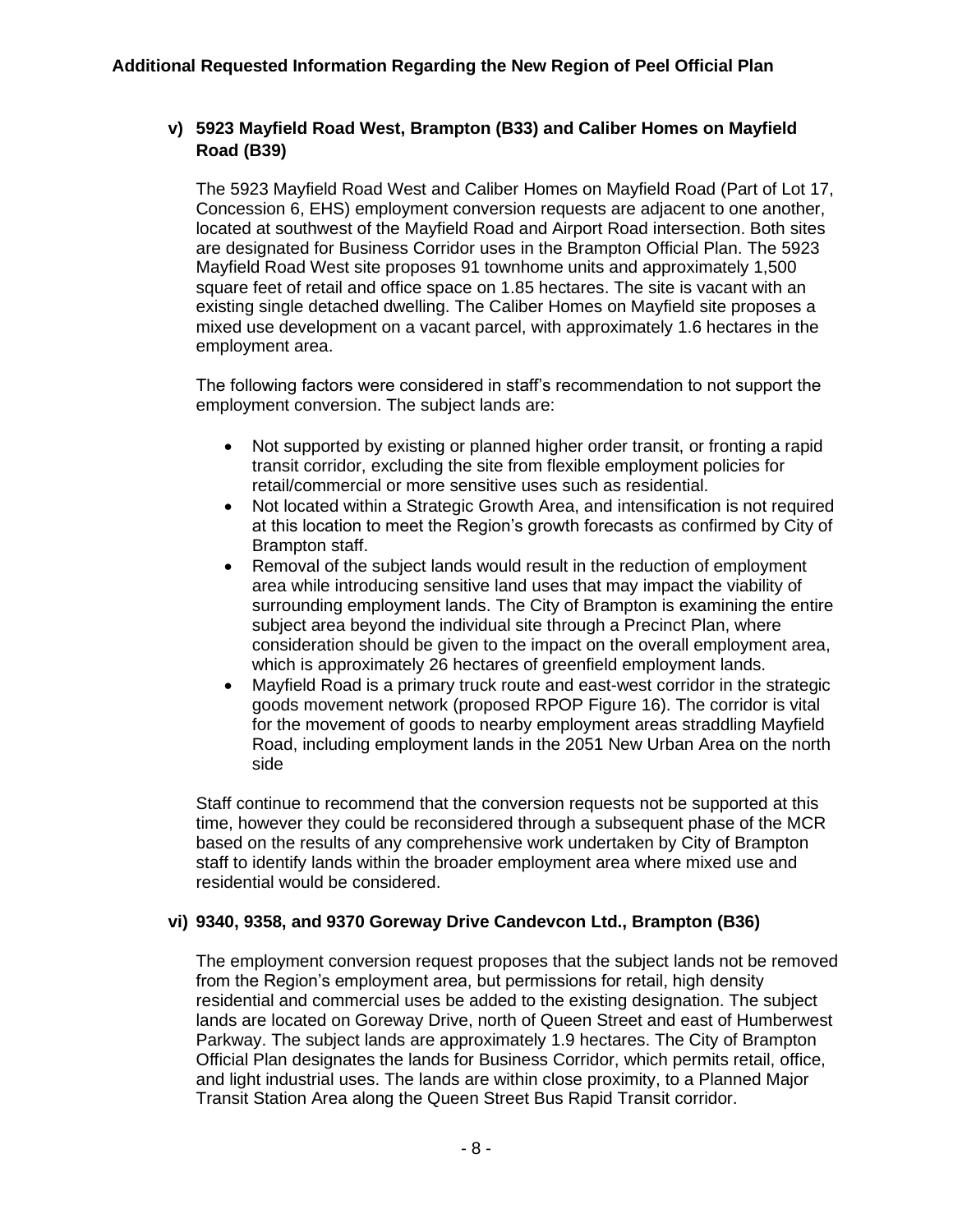### v) 5923 Mayfield Road West, Brampton (B33) and Caliber Homes on Mayfield Road (B39)

The 5923 Mayfield Road West and Caliber Homes on Mayfield Road (Part of Lot 17, Concession 6, EHS) employment conversion requests are adjacent to one another, located at southwest of the Mayfield Road and Airport Road intersection. Both sites are designated for Business Corridor uses in the Brampton Official Plan. The 5923 Mayfield Road West site proposes 91 townhome units and approximately 1,500 square feet of retail and office space on 1.85 hectares. The site is vacant with an existing single detached dwelling. The Caliber Homes on Mayfield site proposes a mixed use development on a vacant parcel, with approximately 1.6 hectares in the employment area.

The following factors were considered in staff's recommendation to not support the employment conversion. The subject lands are:

- Not supported by existing or planned higher order transit, or fronting a rapid transit corridor, excluding the site from flexible employment policies for retail/commercial or more sensitive uses such as residential.
- Not located within a Strategic Growth Area, and intensification is not required at this location to meet the Region's growth forecasts as confirmed by City of Brampton staff.
- Removal of the subject lands would result in the reduction of employment area while introducing sensitive land uses that may impact the viability of surrounding employment lands. The City of Brampton is examining the entire subject area beyond the individual site through a Precinct Plan, where consideration should be given to the impact on the overall employment area, which is approximately 26 hectares of greenfield employment lands.
- Mayfield Road is a primary truck route and east-west corridor in the strategic goods movement network (proposed RPOP Figure 16). The corridor is vital for the movement of goods to nearby employment areas straddling Mayfield Road, including employment lands in the 2051 New Urban Area on the north side

Staff continue to recommend that the conversion requests not be supported at this time, however they could be reconsidered through a subsequent phase of the MCR based on the results of any comprehensive work undertaken by City of Brampton staff to identify lands within the broader employment area where mixed use and residential would be considered.

### vi) 9340, 9358, and 9370 Goreway Drive Candevcon Ltd., Brampton (B36)

The employment conversion request proposes that the subject lands not be removed from the Region's employment area, but permissions for retail, high density residential and commercial uses be added to the existing designation. The subject lands are located on Goreway Drive, north of Queen Street and east of Humberwest Parkway. The subject lands are approximately 1.9 hectares. The City of Brampton Official Plan designates the lands for Business Corridor, which permits retail, office, and light industrial uses. The lands are within close proximity, to a Planned Major Transit Station Area along the Queen Street Bus Rapid Transit corridor.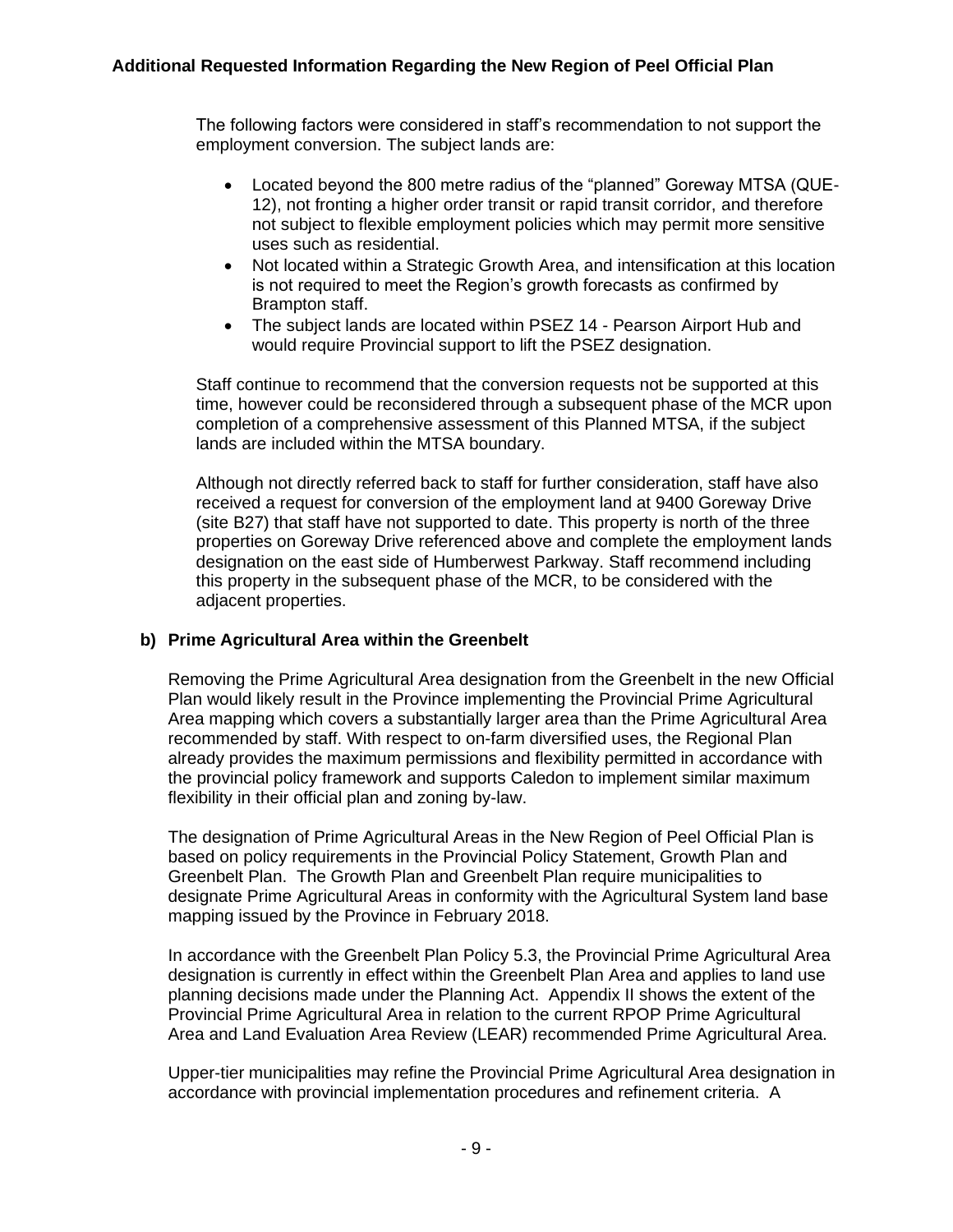The following factors were considered in staff's recommendation to not support the employment conversion. The subject lands are:

- Located beyond the 800 metre radius of the "planned" Goreway MTSA (QUE-12), not fronting a higher order transit or rapid transit corridor, and therefore not subject to flexible employment policies which may permit more sensitive uses such as residential.
- Not located within a Strategic Growth Area, and intensification at this location is not required to meet the Region's growth forecasts as confirmed by Brampton staff.
- The subject lands are located within PSEZ 14 - Pearson Airport Hub and would require Provincial support to lift the PSEZ designation.

Staff continue to recommend that the conversion requests not be supported at this time, however could be reconsidered through a subsequent phase of the MCR upon completion of a comprehensive assessment of this Planned MTSA, if the subject lands are included within the MTSA boundary.

Although not directly referred back to staff for further consideration, staff have also received a request for conversion of the employment land at 9400 Goreway Drive (site B27) that staff have not supported to date. This property is north of the three properties on Goreway Drive referenced above and complete the employment lands designation on the east side of Humberwest Parkway. Staff recommend including this property in the subsequent phase of the MCR, to be considered with the adjacent properties.

### b) Prime Agricultural Area within the Greenbelt

Removing the Prime Agricultural Area designation from the Greenbelt in the new Official Plan would likely result in the Province implementing the Provincial Prime Agricultural Area mapping which covers a substantially larger area than the Prime Agricultural Area recommended by staff. With respect to on-farm diversified uses, the Regional Plan already provides the maximum permissions and flexibility permitted in accordance with the provincial policy framework and supports Caledon to implement similar maximum flexibility in their official plan and zoning by-law.

The designation of Prime Agricultural Areas in the New Region of Peel Official Plan is based on policy requirements in the Provincial Policy Statement, Growth Plan and Greenbelt Plan. The Growth Plan and Greenbelt Plan require municipalities to designate Prime Agricultural Areas in conformity with the Agricultural System land base mapping issued by the Province in February 2018.

In accordance with the Greenbelt Plan Policy 5.3, the Provincial Prime Agricultural Area designation is currently in effect within the Greenbelt Plan Area and applies to land use planning decisions made under the Planning Act. Appendix II shows the extent of the Provincial Prime Agricultural Area in relation to the current RPOP Prime Agricultural Area and Land Evaluation Area Review (LEAR) recommended Prime Agricultural Area.

Upper-tier municipalities may refine the Provincial Prime Agricultural Area designation in accordance with provincial implementation procedures and refinement criteria. A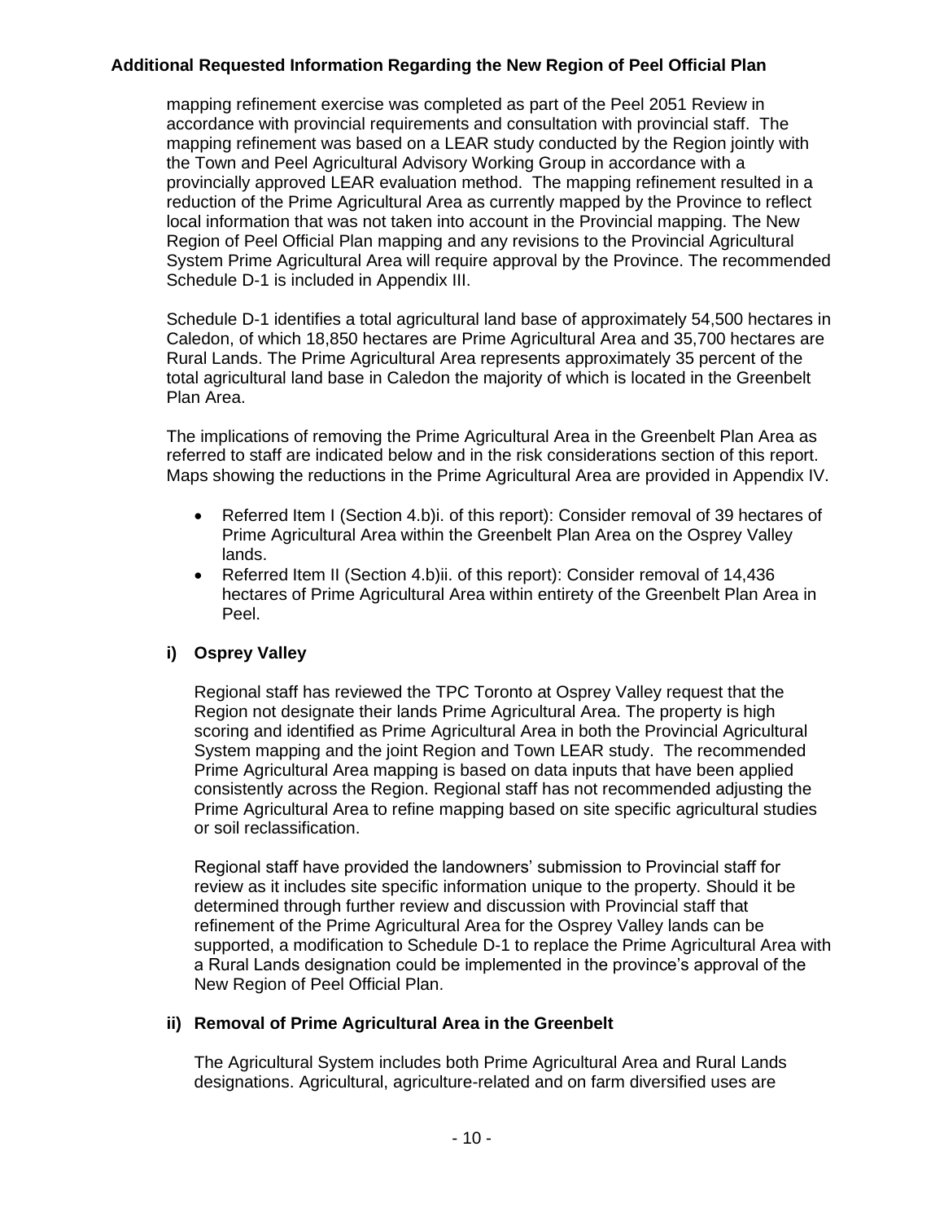mapping refinement exercise was completed as part of the Peel 2051 Review in accordance with provincial requirements and consultation with provincial staff. The mapping refinement was based on a LEAR study conducted by the Region jointly with the Town and Peel Agricultural Advisory Working Group in accordance with a provincially approved LEAR evaluation method. The mapping refinement resulted in a reduction of the Prime Agricultural Area as currently mapped by the Province to reflect local information that was not taken into account in the Provincial mapping. The New Region of Peel Official Plan mapping and any revisions to the Provincial Agricultural System Prime Agricultural Area will require approval by the Province. The recommended Schedule D-1 is included in Appendix III.

Schedule D-1 identifies a total agricultural land base of approximately 54,500 hectares in Caledon, of which 18,850 hectares are Prime Agricultural Area and 35,700 hectares are Rural Lands. The Prime Agricultural Area represents approximately 35 percent of the total agricultural land base in Caledon the majority of which is located in the Greenbelt Plan Area.

The implications of removing the Prime Agricultural Area in the Greenbelt Plan Area as referred to staff are indicated below and in the risk considerations section of this report. Maps showing the reductions in the Prime Agricultural Area are provided in Appendix IV.

- Referred Item I (Section 4.b)i. of this report): Consider removal of 39 hectares of Prime Agricultural Area within the Greenbelt Plan Area on the Osprey Valley lands.
- Referred Item II (Section 4.b)ii. of this report): Consider removal of 14,436 hectares of Prime Agricultural Area within entirety of the Greenbelt Plan Area in Peel.

#### i) Osprey Valley

Regional staff has reviewed the TPC Toronto at Osprey Valley request that the Region not designate their lands Prime Agricultural Area. The property is high scoring and identified as Prime Agricultural Area in both the Provincial Agricultural System mapping and the joint Region and Town LEAR study. The recommended Prime Agricultural Area mapping is based on data inputs that have been applied consistently across the Region. Regional staff has not recommended adjusting the Prime Agricultural Area to refine mapping based on site specific agricultural studies or soil reclassification.

Regional staff have provided the landowners' submission to Provincial staff for review as it includes site specific information unique to the property. Should it be determined through further review and discussion with Provincial staff that refinement of the Prime Agricultural Area for the Osprey Valley lands can be supported, a modification to Schedule D-1 to replace the Prime Agricultural Area with a Rural Lands designation could be implemented in the province's approval of the New Region of Peel Official Plan.

#### ii) Removal of Prime Agricultural Area in the Greenbelt

The Agricultural System includes both Prime Agricultural Area and Rural Lands designations. Agricultural, agriculture-related and on farm diversified uses are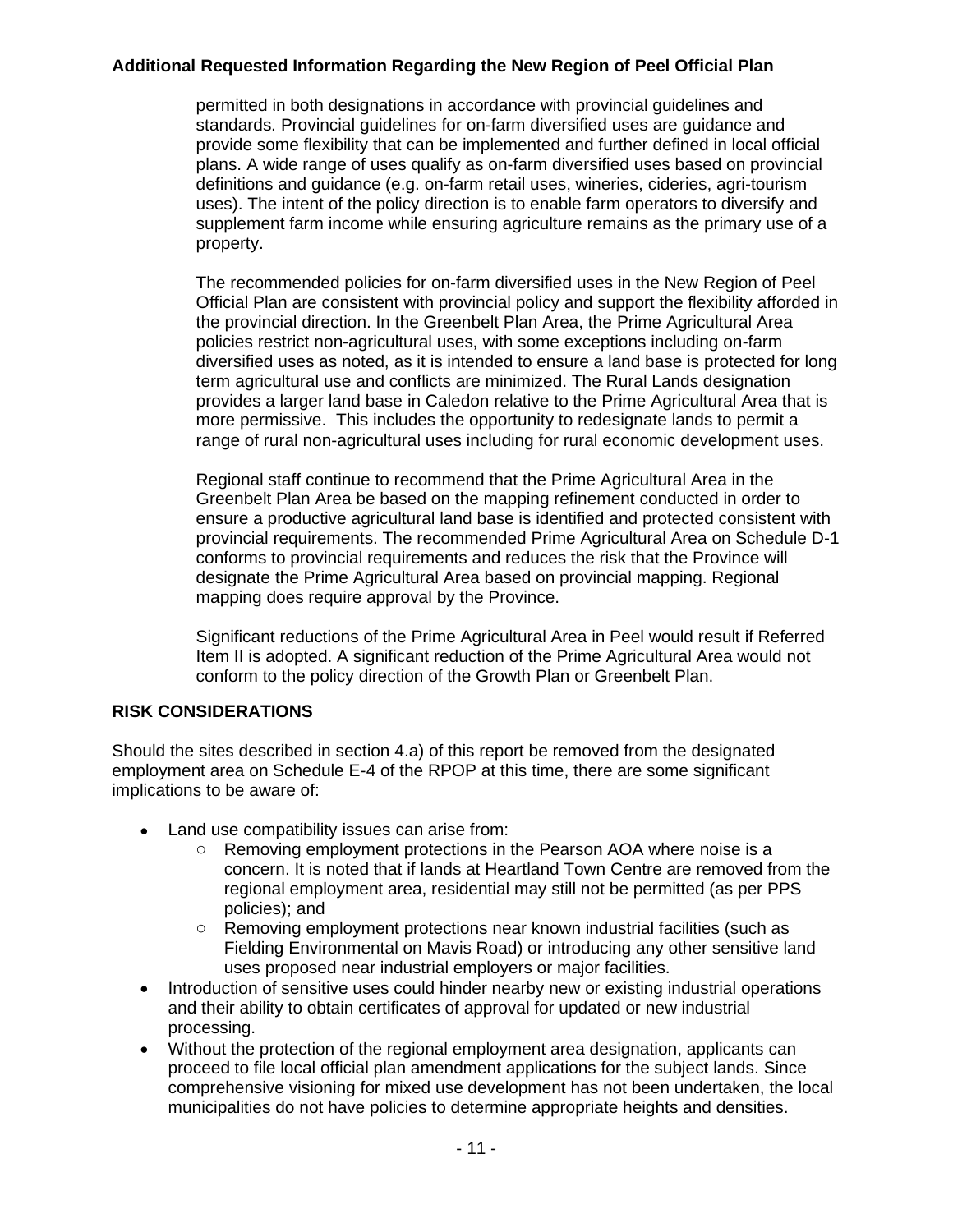permitted in both designations in accordance with provincial guidelines and standards. Provincial guidelines for on-farm diversified uses are guidance and provide some flexibility that can be implemented and further defined in local official plans. A wide range of uses qualify as on-farm diversified uses based on provincial definitions and guidance (e.g. on-farm retail uses, wineries, cideries, agri-tourism uses). The intent of the policy direction is to enable farm operators to diversify and supplement farm income while ensuring agriculture remains as the primary use of a property.

The recommended policies for on-farm diversified uses in the New Region of Peel Official Plan are consistent with provincial policy and support the flexibility afforded in the provincial direction. In the Greenbelt Plan Area, the Prime Agricultural Area policies restrict non-agricultural uses, with some exceptions including on-farm diversified uses as noted, as it is intended to ensure a land base is protected for long term agricultural use and conflicts are minimized. The Rural Lands designation provides a larger land base in Caledon relative to the Prime Agricultural Area that is more permissive. This includes the opportunity to redesignate lands to permit a range of rural non-agricultural uses including for rural economic development uses.

Regional staff continue to recommend that the Prime Agricultural Area in the Greenbelt Plan Area be based on the mapping refinement conducted in order to ensure a productive agricultural land base is identified and protected consistent with provincial requirements. The recommended Prime Agricultural Area on Schedule D-1 conforms to provincial requirements and reduces the risk that the Province will designate the Prime Agricultural Area based on provincial mapping. Regional mapping does require approval by the Province.

Significant reductions of the Prime Agricultural Area in Peel would result if Referred Item II is adopted. A significant reduction of the Prime Agricultural Area would not conform to the policy direction of the Growth Plan or Greenbelt Plan.

## RISK CONSIDERATIONS

Should the sites described in section 4.a) of this report be removed from the designated employment area on Schedule E-4 of the RPOP at this time, there are some significant implications to be aware of:

- Land use compatibility issues can arise from:
  - Removing employment protections in the Pearson AOA where noise is a concern. It is noted that if lands at Heartland Town Centre are removed from the regional employment area, residential may still not be permitted (as per PPS policies); and
  - Removing employment protections near known industrial facilities (such as Fielding Environmental on Mavis Road) or introducing any other sensitive land uses proposed near industrial employers or major facilities.
- Introduction of sensitive uses could hinder nearby new or existing industrial operations and their ability to obtain certificates of approval for updated or new industrial processing.
- Without the protection of the regional employment area designation, applicants can proceed to file local official plan amendment applications for the subject lands. Since comprehensive visioning for mixed use development has not been undertaken, the local municipalities do not have policies to determine appropriate heights and densities.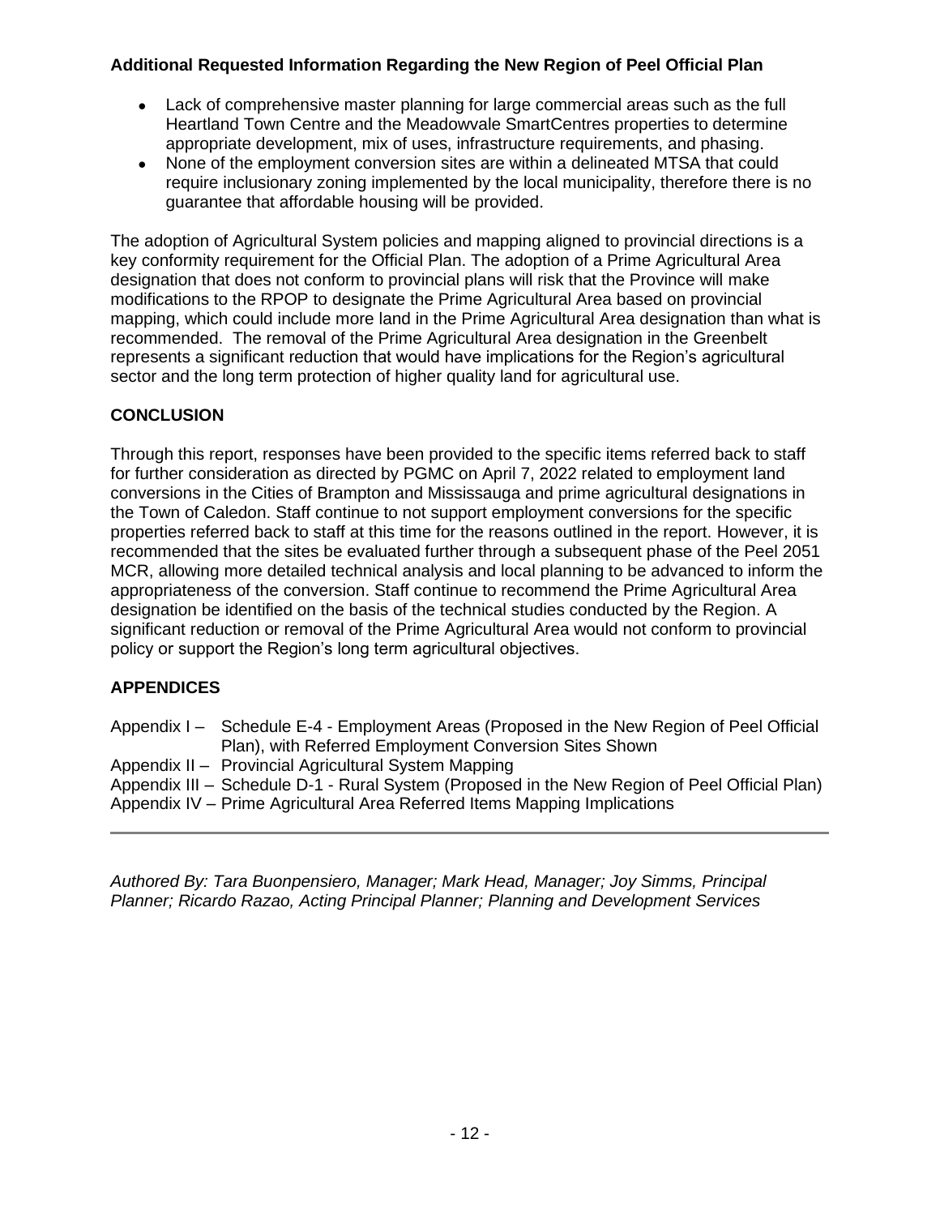**Additional Requested Information Regarding the New Region of Peel Official Plan**

- Lack of comprehensive master planning for large commercial areas such as the full Heartland Town Centre and the Meadowvale SmartCentres properties to determine appropriate development, mix of uses, infrastructure requirements, and phasing.
- None of the employment conversion sites are within a delineated MTSA that could require inclusionary zoning implemented by the local municipality, therefore there is no guarantee that affordable housing will be provided.

The adoption of Agricultural System policies and mapping aligned to provincial directions is a key conformity requirement for the Official Plan. The adoption of a Prime Agricultural Area designation that does not conform to provincial plans will risk that the Province will make modifications to the RPOP to designate the Prime Agricultural Area based on provincial mapping, which could include more land in the Prime Agricultural Area designation than what is recommended. The removal of the Prime Agricultural Area designation in the Greenbelt represents a significant reduction that would have implications for the Region's agricultural sector and the long term protection of higher quality land for agricultural use.

## CONCLUSION

Through this report, responses have been provided to the specific items referred back to staff for further consideration as directed by PGMC on April 7, 2022 related to employment land conversions in the Cities of Brampton and Mississauga and prime agricultural designations in the Town of Caledon. Staff continue to not support employment conversions for the specific properties referred back to staff at this time for the reasons outlined in the report. However, it is recommended that the sites be evaluated further through a subsequent phase of the Peel 2051 MCR, allowing more detailed technical analysis and local planning to be advanced to inform the appropriateness of the conversion. Staff continue to recommend the Prime Agricultural Area designation be identified on the basis of the technical studies conducted by the Region. A significant reduction or removal of the Prime Agricultural Area would not conform to provincial policy or support the Region's long term agricultural objectives.

## APPENDICES

Appendix I – Schedule E-4 - Employment Areas (Proposed in the New Region of Peel Official Plan), with Referred Employment Conversion Sites Shown
Appendix II – Provincial Agricultural System Mapping
Appendix III – Schedule D-1 - Rural System (Proposed in the New Region of Peel Official Plan)
Appendix IV – Prime Agricultural Area Referred Items Mapping Implications

---

*Authored By: Tara Buonpensiero, Manager; Mark Head, Manager; Joy Simms, Principal Planner; Ricardo Razao, Acting Principal Planner; Planning and Development Services*